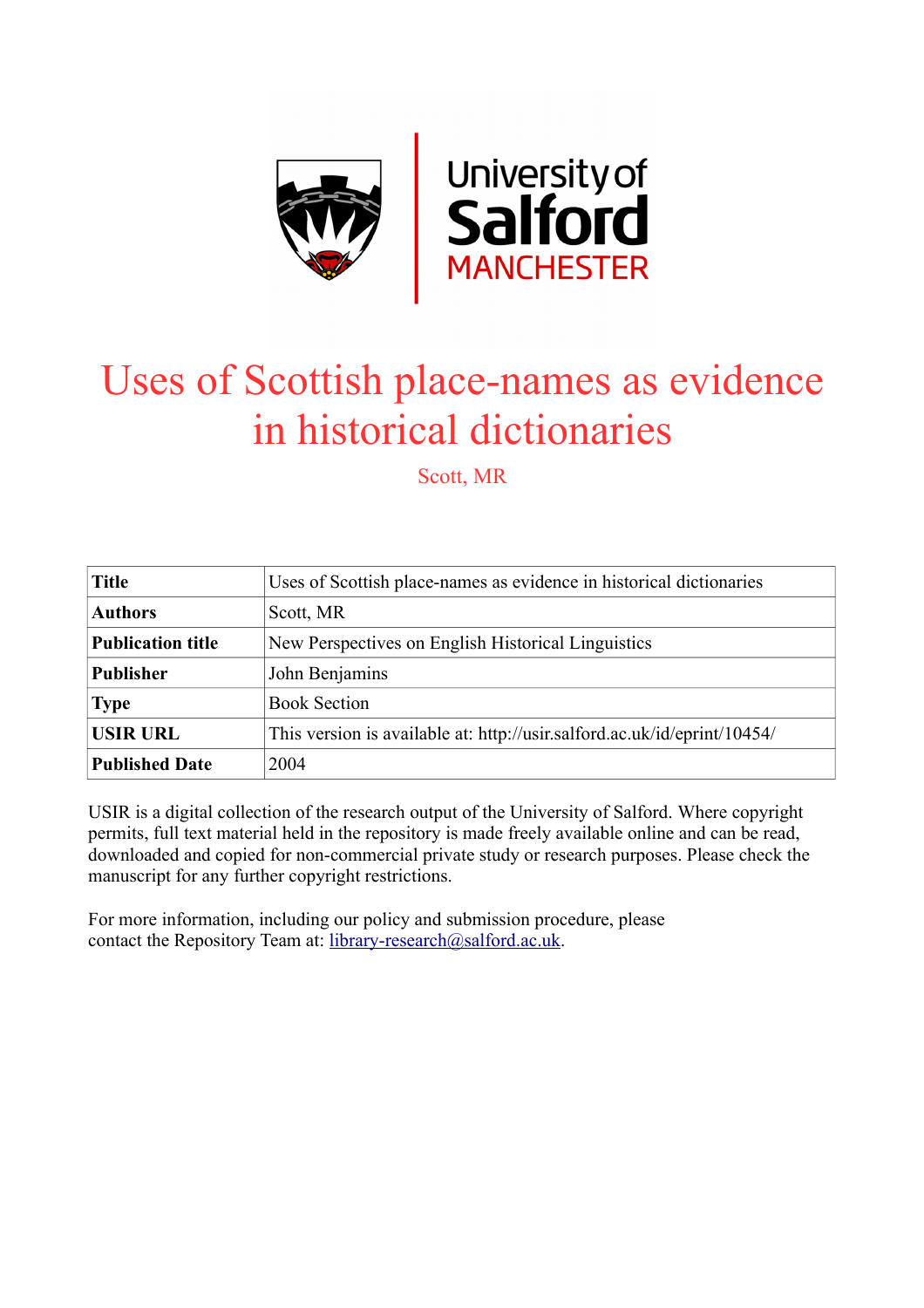# Uses of Scottish place-names as evidence in historical dictionaries

Scott, MR

| **Title** | Uses of Scottish place-names as evidence in historical dictionaries |
|---|---|
| **Authors** | Scott, MR |
| **Publication title** | New Perspectives on English Historical Linguistics |
| **Publisher** | John Benjamins |
| **Type** | Book Section |
| **USIR URL** | This version is available at: http://usir.salford.ac.uk/id/eprint/10454/ |
| **Published Date** | 2004 |

USIR is a digital collection of the research output of the University of Salford. Where copyright permits, full text material held in the repository is made freely available online and can be read, downloaded and copied for non-commercial private study or research purposes. Please check the manuscript for any further copyright restrictions.

For more information, including our policy and submission procedure, please contact the Repository Team at: library-research@salford.ac.uk.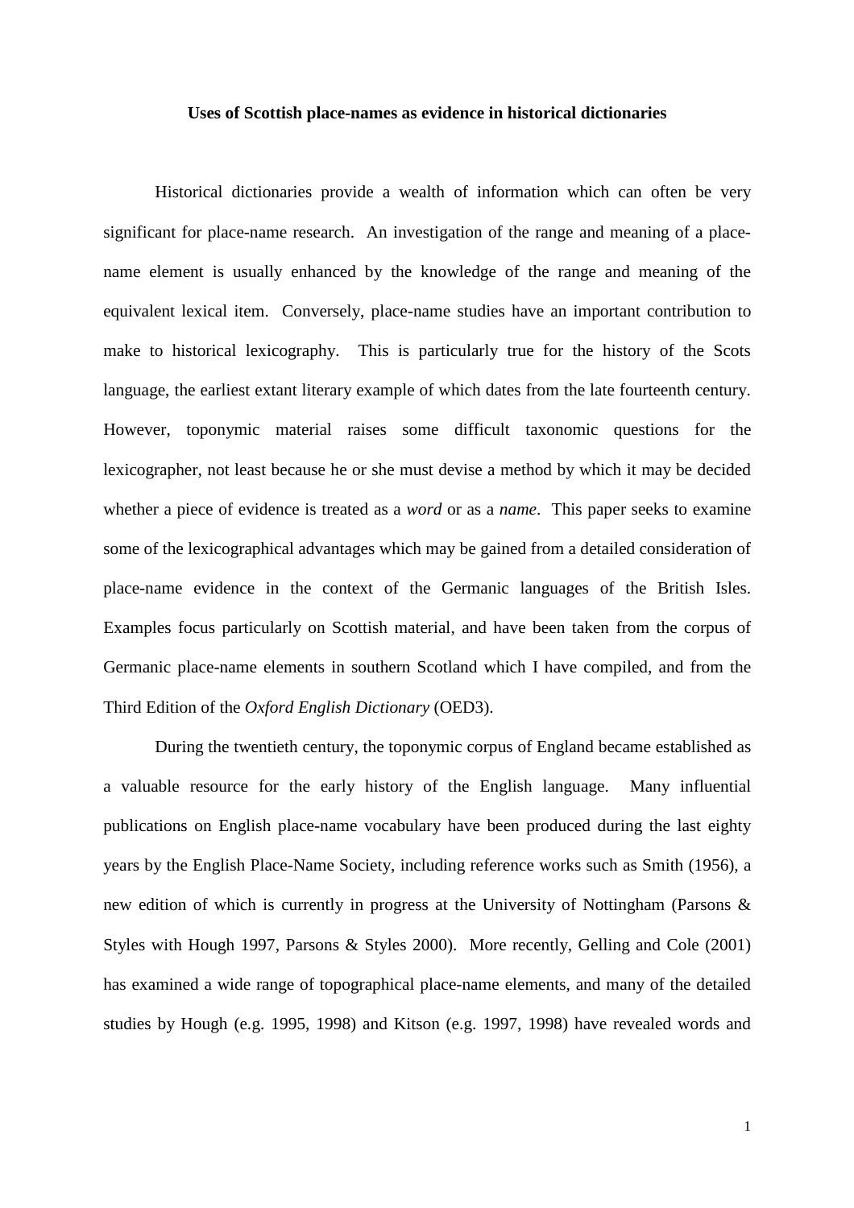**Uses of Scottish place-names as evidence in historical dictionaries**

Historical dictionaries provide a wealth of information which can often be very significant for place-name research. An investigation of the range and meaning of a place-name element is usually enhanced by the knowledge of the range and meaning of the equivalent lexical item. Conversely, place-name studies have an important contribution to make to historical lexicography. This is particularly true for the history of the Scots language, the earliest extant literary example of which dates from the late fourteenth century. However, toponymic material raises some difficult taxonomic questions for the lexicographer, not least because he or she must devise a method by which it may be decided whether a piece of evidence is treated as a *word* or as a *name*. This paper seeks to examine some of the lexicographical advantages which may be gained from a detailed consideration of place-name evidence in the context of the Germanic languages of the British Isles. Examples focus particularly on Scottish material, and have been taken from the corpus of Germanic place-name elements in southern Scotland which I have compiled, and from the Third Edition of the *Oxford English Dictionary* (OED3).

During the twentieth century, the toponymic corpus of England became established as a valuable resource for the early history of the English language. Many influential publications on English place-name vocabulary have been produced during the last eighty years by the English Place-Name Society, including reference works such as Smith (1956), a new edition of which is currently in progress at the University of Nottingham (Parsons & Styles with Hough 1997, Parsons & Styles 2000). More recently, Gelling and Cole (2001) has examined a wide range of topographical place-name elements, and many of the detailed studies by Hough (e.g. 1995, 1998) and Kitson (e.g. 1997, 1998) have revealed words and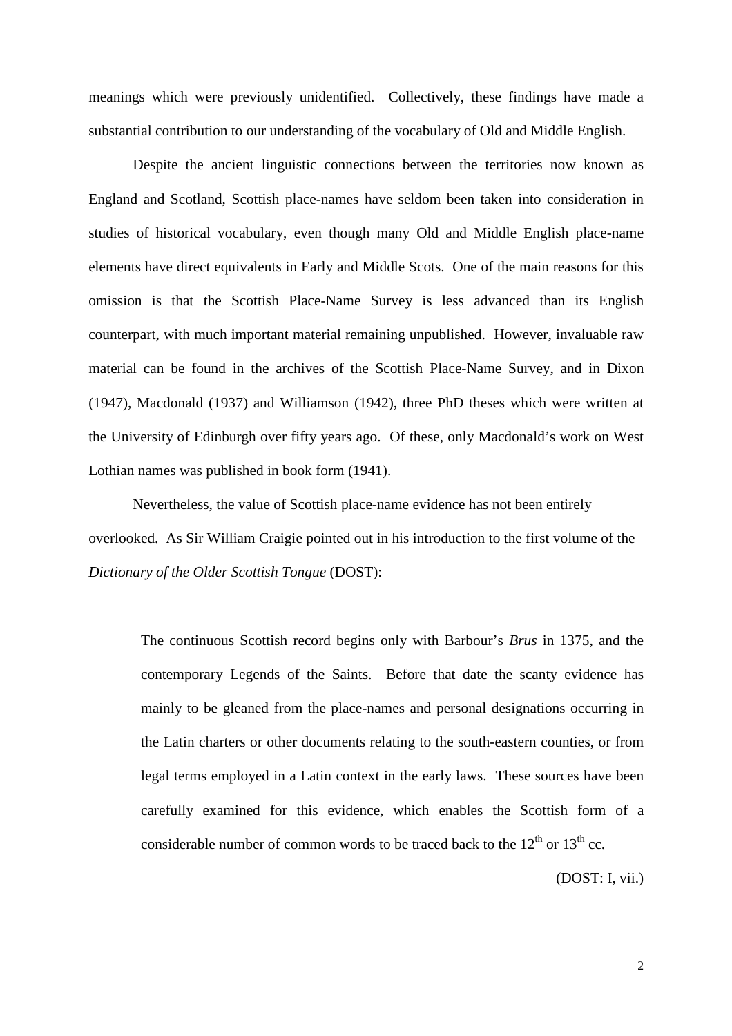meanings which were previously unidentified. Collectively, these findings have made a substantial contribution to our understanding of the vocabulary of Old and Middle English.

Despite the ancient linguistic connections between the territories now known as England and Scotland, Scottish place-names have seldom been taken into consideration in studies of historical vocabulary, even though many Old and Middle English place-name elements have direct equivalents in Early and Middle Scots. One of the main reasons for this omission is that the Scottish Place-Name Survey is less advanced than its English counterpart, with much important material remaining unpublished. However, invaluable raw material can be found in the archives of the Scottish Place-Name Survey, and in Dixon (1947), Macdonald (1937) and Williamson (1942), three PhD theses which were written at the University of Edinburgh over fifty years ago. Of these, only Macdonald's work on West Lothian names was published in book form (1941).

Nevertheless, the value of Scottish place-name evidence has not been entirely overlooked. As Sir William Craigie pointed out in his introduction to the first volume of the *Dictionary of the Older Scottish Tongue* (DOST):

> The continuous Scottish record begins only with Barbour's *Brus* in 1375, and the contemporary Legends of the Saints. Before that date the scanty evidence has mainly to be gleaned from the place-names and personal designations occurring in the Latin charters or other documents relating to the south-eastern counties, or from legal terms employed in a Latin context in the early laws. These sources have been carefully examined for this evidence, which enables the Scottish form of a considerable number of common words to be traced back to the 12th or 13th cc.
>
> (DOST: I, vii.)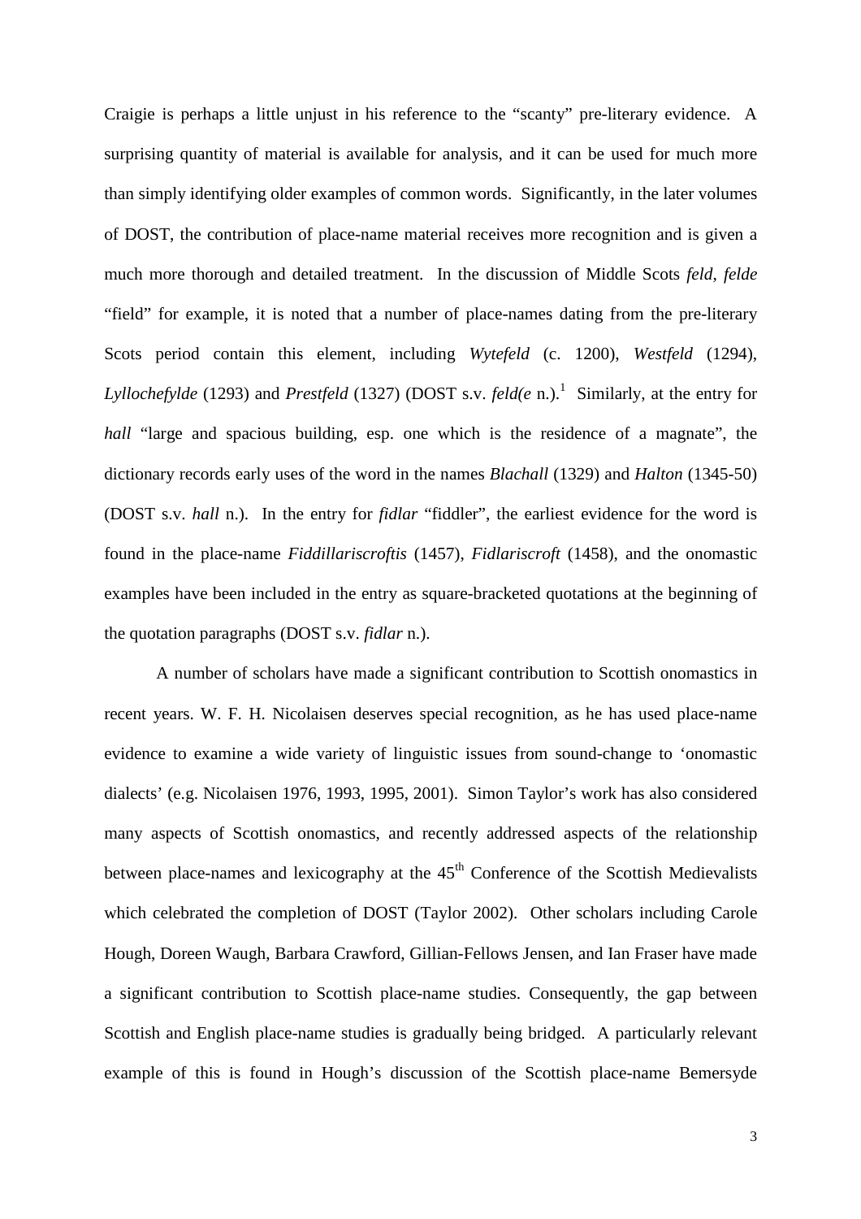Craigie is perhaps a little unjust in his reference to the “scanty” pre-literary evidence. A surprising quantity of material is available for analysis, and it can be used for much more than simply identifying older examples of common words. Significantly, in the later volumes of DOST, the contribution of place-name material receives more recognition and is given a much more thorough and detailed treatment. In the discussion of Middle Scots *feld*, *felde* “field” for example, it is noted that a number of place-names dating from the pre-literary Scots period contain this element, including *Wytefeld* (c. 1200), *Westfeld* (1294), *Lyllochefylde* (1293) and *Prestfeld* (1327) (DOST s.v. *feld(e* n.).[1] Similarly, at the entry for *hall* “large and spacious building, esp. one which is the residence of a magnate”, the dictionary records early uses of the word in the names *Blachall* (1329) and *Halton* (1345-50) (DOST s.v. *hall* n.). In the entry for *fidlar* “fiddler”, the earliest evidence for the word is found in the place-name *Fiddillariscroftis* (1457), *Fidlariscroft* (1458), and the onomastic examples have been included in the entry as square-bracketed quotations at the beginning of the quotation paragraphs (DOST s.v. *fidlar* n.).

A number of scholars have made a significant contribution to Scottish onomastics in recent years. W. F. H. Nicolaisen deserves special recognition, as he has used place-name evidence to examine a wide variety of linguistic issues from sound-change to ‘onomastic dialects’ (e.g. Nicolaisen 1976, 1993, 1995, 2001). Simon Taylor’s work has also considered many aspects of Scottish onomastics, and recently addressed aspects of the relationship between place-names and lexicography at the 45th Conference of the Scottish Medievalists which celebrated the completion of DOST (Taylor 2002). Other scholars including Carole Hough, Doreen Waugh, Barbara Crawford, Gillian-Fellows Jensen, and Ian Fraser have made a significant contribution to Scottish place-name studies. Consequently, the gap between Scottish and English place-name studies is gradually being bridged. A particularly relevant example of this is found in Hough’s discussion of the Scottish place-name Bemersyde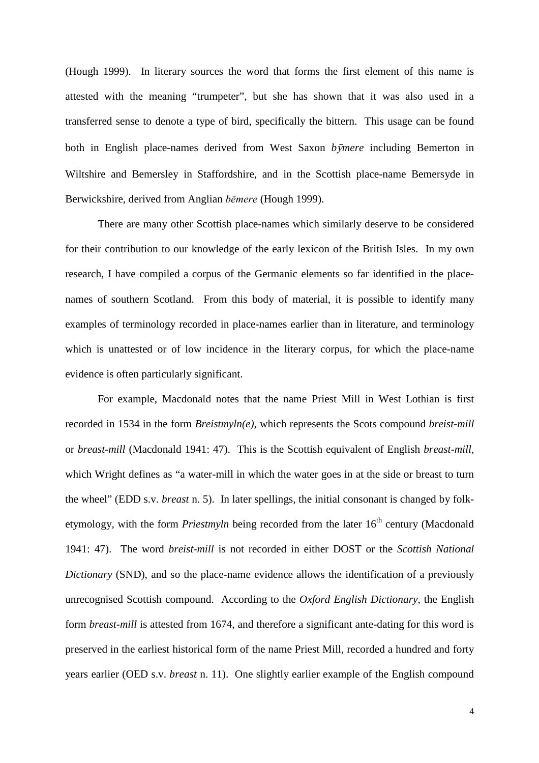(Hough 1999). In literary sources the word that forms the first element of this name is attested with the meaning "trumpeter", but she has shown that it was also used in a transferred sense to denote a type of bird, specifically the bittern. This usage can be found both in English place-names derived from West Saxon *bȳmere* including Bemerton in Wiltshire and Bemersley in Staffordshire, and in the Scottish place-name Bemersyde in Berwickshire, derived from Anglian *bēmere* (Hough 1999).

There are many other Scottish place-names which similarly deserve to be considered for their contribution to our knowledge of the early lexicon of the British Isles. In my own research, I have compiled a corpus of the Germanic elements so far identified in the place-names of southern Scotland. From this body of material, it is possible to identify many examples of terminology recorded in place-names earlier than in literature, and terminology which is unattested or of low incidence in the literary corpus, for which the place-name evidence is often particularly significant.

For example, Macdonald notes that the name Priest Mill in West Lothian is first recorded in 1534 in the form *Breistmyln(e)*, which represents the Scots compound *breist-mill* or *breast-mill* (Macdonald 1941: 47). This is the Scottish equivalent of English *breast-mill*, which Wright defines as "a water-mill in which the water goes in at the side or breast to turn the wheel" (EDD s.v. *breast* n. 5). In later spellings, the initial consonant is changed by folk-etymology, with the form *Priestmyln* being recorded from the later 16th century (Macdonald 1941: 47). The word *breist-mill* is not recorded in either DOST or the *Scottish National Dictionary* (SND), and so the place-name evidence allows the identification of a previously unrecognised Scottish compound. According to the *Oxford English Dictionary*, the English form *breast-mill* is attested from 1674, and therefore a significant ante-dating for this word is preserved in the earliest historical form of the name Priest Mill, recorded a hundred and forty years earlier (OED s.v. *breast* n. 11). One slightly earlier example of the English compound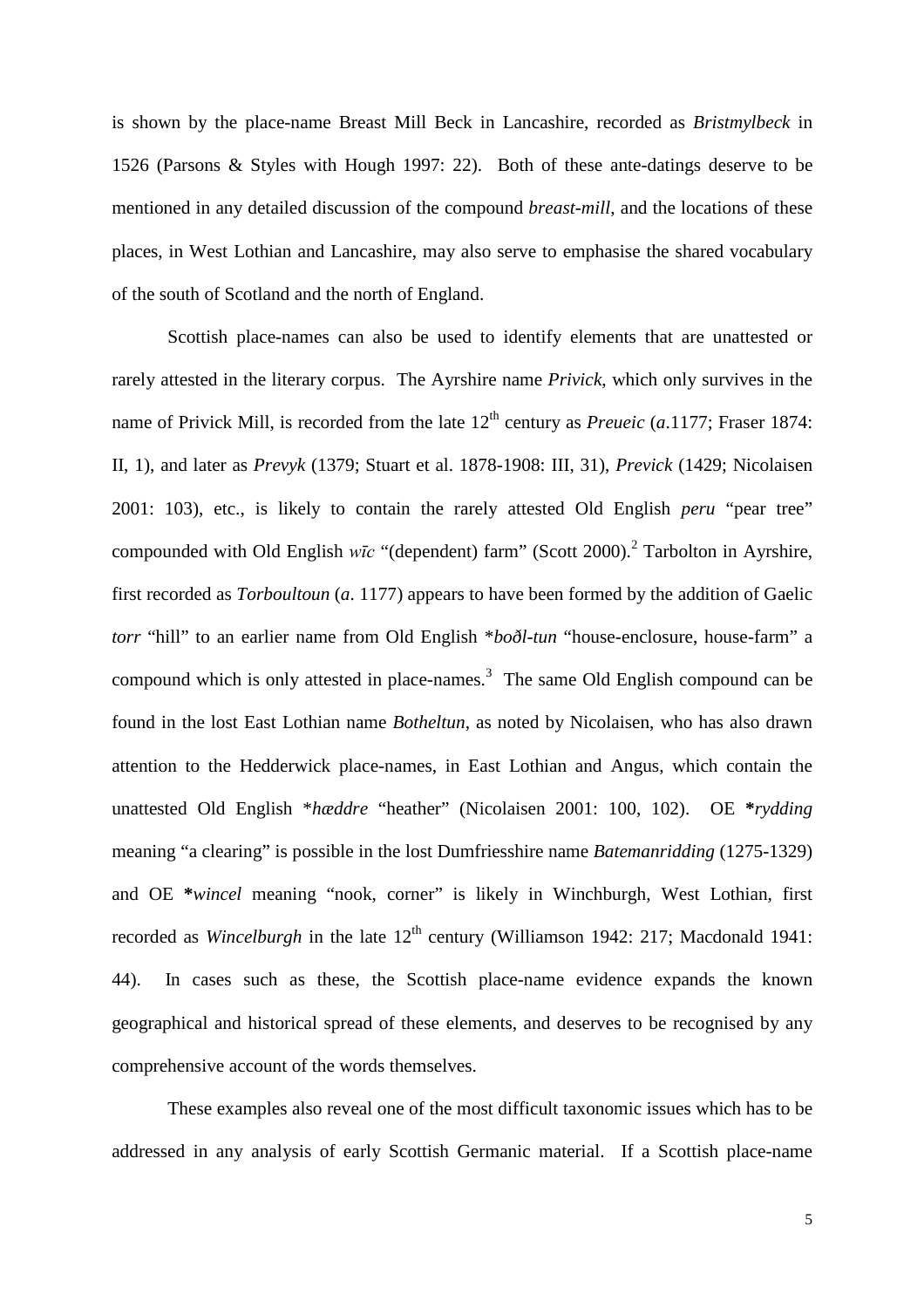is shown by the place-name Breast Mill Beck in Lancashire, recorded as *Bristmylbeck* in 1526 (Parsons & Styles with Hough 1997: 22). Both of these ante-datings deserve to be mentioned in any detailed discussion of the compound *breast-mill*, and the locations of these places, in West Lothian and Lancashire, may also serve to emphasise the shared vocabulary of the south of Scotland and the north of England.

Scottish place-names can also be used to identify elements that are unattested or rarely attested in the literary corpus. The Ayrshire name *Privick*, which only survives in the name of Privick Mill, is recorded from the late 12th century as *Preueic* (*a*.1177; Fraser 1874: II, 1), and later as *Prevyk* (1379; Stuart et al. 1878-1908: III, 31), *Previck* (1429; Nicolaisen 2001: 103), etc., is likely to contain the rarely attested Old English *peru* "pear tree" compounded with Old English *wīc* "(dependent) farm" (Scott 2000).[2] Tarbolton in Ayrshire, first recorded as *Torboultoun* (*a*. 1177) appears to have been formed by the addition of Gaelic *torr* "hill" to an earlier name from Old English *\*boðl-tun* "house-enclosure, house-farm" a compound which is only attested in place-names.[3] The same Old English compound can be found in the lost East Lothian name *Botheltun*, as noted by Nicolaisen, who has also drawn attention to the Hedderwick place-names, in East Lothian and Angus, which contain the unattested Old English *\*hæddre* "heather" (Nicolaisen 2001: 100, 102). OE ***rydding** meaning "a clearing" is possible in the lost Dumfriesshire name *Batemanridding* (1275-1329) and OE ***wincel** meaning "nook, corner" is likely in Winchburgh, West Lothian, first recorded as *Wincelburgh* in the late 12th century (Williamson 1942: 217; Macdonald 1941: 44). In cases such as these, the Scottish place-name evidence expands the known geographical and historical spread of these elements, and deserves to be recognised by any comprehensive account of the words themselves.

These examples also reveal one of the most difficult taxonomic issues which has to be addressed in any analysis of early Scottish Germanic material. If a Scottish place-name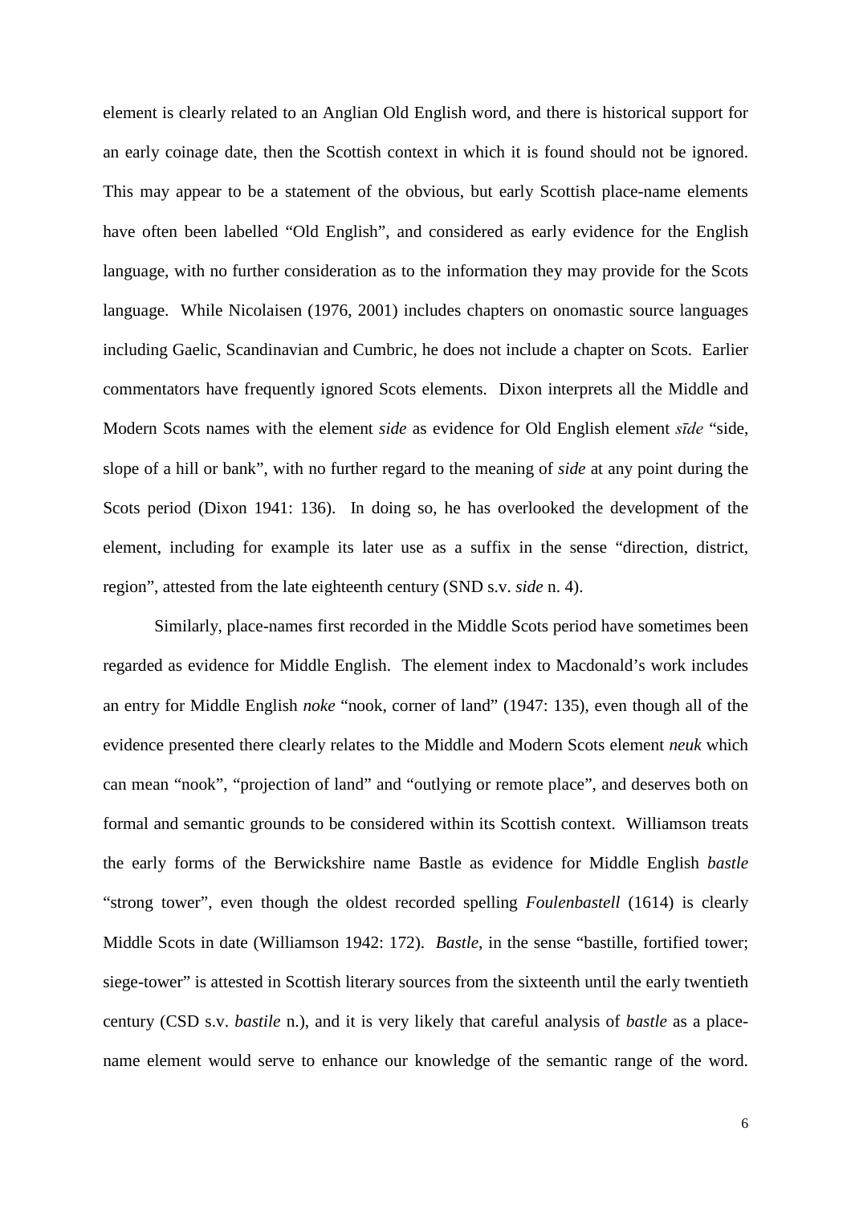element is clearly related to an Anglian Old English word, and there is historical support for an early coinage date, then the Scottish context in which it is found should not be ignored. This may appear to be a statement of the obvious, but early Scottish place-name elements have often been labelled "Old English", and considered as early evidence for the English language, with no further consideration as to the information they may provide for the Scots language. While Nicolaisen (1976, 2001) includes chapters on onomastic source languages including Gaelic, Scandinavian and Cumbric, he does not include a chapter on Scots. Earlier commentators have frequently ignored Scots elements. Dixon interprets all the Middle and Modern Scots names with the element *side* as evidence for Old English element *sīde* "side, slope of a hill or bank", with no further regard to the meaning of *side* at any point during the Scots period (Dixon 1941: 136). In doing so, he has overlooked the development of the element, including for example its later use as a suffix in the sense "direction, district, region", attested from the late eighteenth century (SND s.v. *side* n. 4).

Similarly, place-names first recorded in the Middle Scots period have sometimes been regarded as evidence for Middle English. The element index to Macdonald's work includes an entry for Middle English *noke* "nook, corner of land" (1947: 135), even though all of the evidence presented there clearly relates to the Middle and Modern Scots element *neuk* which can mean "nook", "projection of land" and "outlying or remote place", and deserves both on formal and semantic grounds to be considered within its Scottish context. Williamson treats the early forms of the Berwickshire name Bastle as evidence for Middle English *bastle* "strong tower", even though the oldest recorded spelling *Foulenbastell* (1614) is clearly Middle Scots in date (Williamson 1942: 172). *Bastle*, in the sense "bastille, fortified tower; siege-tower" is attested in Scottish literary sources from the sixteenth until the early twentieth century (CSD s.v. *bastile* n.), and it is very likely that careful analysis of *bastle* as a place-name element would serve to enhance our knowledge of the semantic range of the word.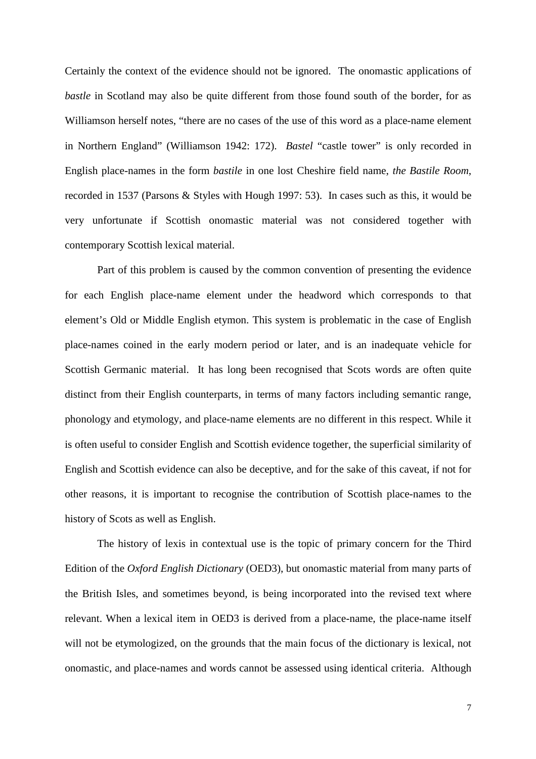Certainly the context of the evidence should not be ignored. The onomastic applications of *bastle* in Scotland may also be quite different from those found south of the border, for as Williamson herself notes, "there are no cases of the use of this word as a place-name element in Northern England" (Williamson 1942: 172). *Bastel* "castle tower" is only recorded in English place-names in the form *bastile* in one lost Cheshire field name, *the Bastile Room*, recorded in 1537 (Parsons & Styles with Hough 1997: 53). In cases such as this, it would be very unfortunate if Scottish onomastic material was not considered together with contemporary Scottish lexical material.

Part of this problem is caused by the common convention of presenting the evidence for each English place-name element under the headword which corresponds to that element's Old or Middle English etymon. This system is problematic in the case of English place-names coined in the early modern period or later, and is an inadequate vehicle for Scottish Germanic material. It has long been recognised that Scots words are often quite distinct from their English counterparts, in terms of many factors including semantic range, phonology and etymology, and place-name elements are no different in this respect. While it is often useful to consider English and Scottish evidence together, the superficial similarity of English and Scottish evidence can also be deceptive, and for the sake of this caveat, if not for other reasons, it is important to recognise the contribution of Scottish place-names to the history of Scots as well as English.

The history of lexis in contextual use is the topic of primary concern for the Third Edition of the *Oxford English Dictionary* (OED3), but onomastic material from many parts of the British Isles, and sometimes beyond, is being incorporated into the revised text where relevant. When a lexical item in OED3 is derived from a place-name, the place-name itself will not be etymologized, on the grounds that the main focus of the dictionary is lexical, not onomastic, and place-names and words cannot be assessed using identical criteria. Although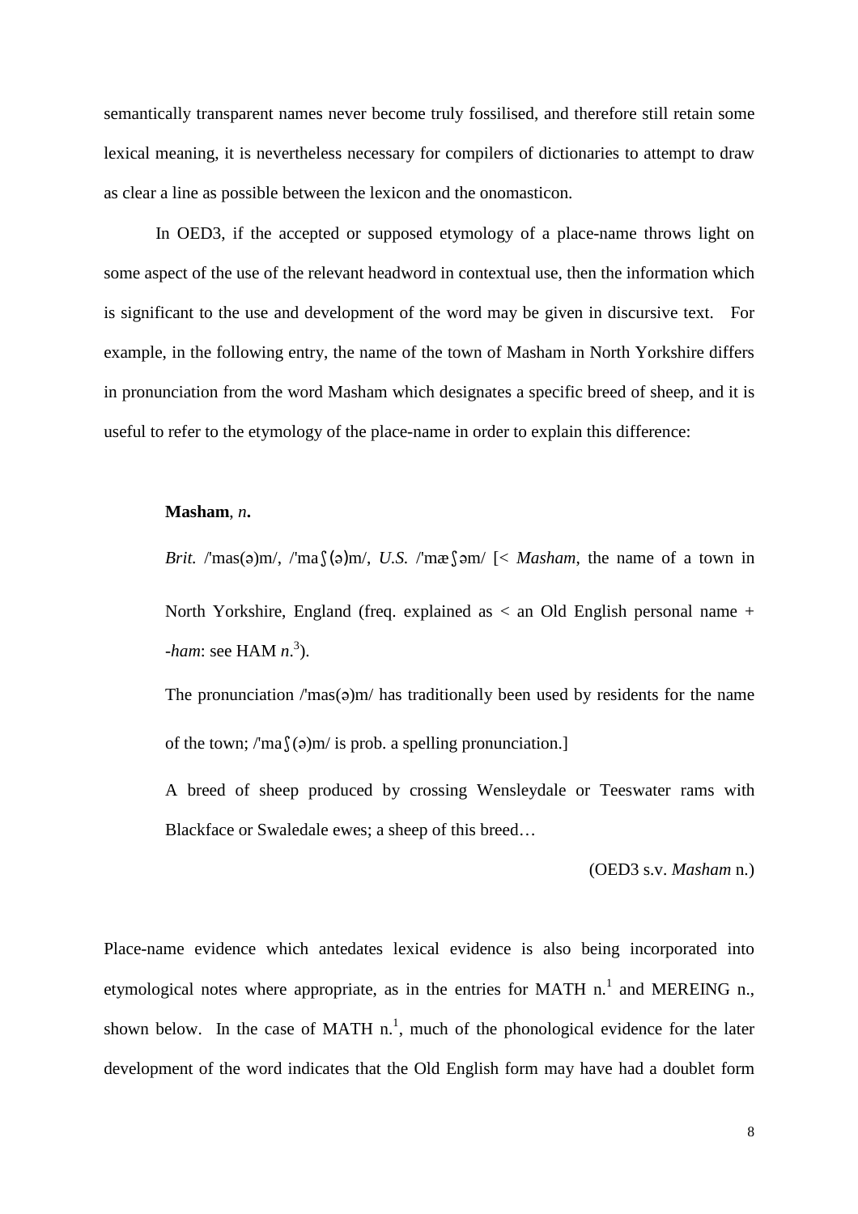semantically transparent names never become truly fossilised, and therefore still retain some lexical meaning, it is nevertheless necessary for compilers of dictionaries to attempt to draw as clear a line as possible between the lexicon and the onomasticon.

In OED3, if the accepted or supposed etymology of a place-name throws light on some aspect of the use of the relevant headword in contextual use, then the information which is significant to the use and development of the word may be given in discursive text. For example, in the following entry, the name of the town of Masham in North Yorkshire differs in pronunciation from the word Masham which designates a specific breed of sheep, and it is useful to refer to the etymology of the place-name in order to explain this difference:

> **Masham**, *n***.**
>
> *Brit.* /'mas(ə)m/, /'maʃ(ə)m/, *U.S.* /'mæʃəm/ [< *Masham*, the name of a town in North Yorkshire, England (freq. explained as < an Old English personal name + *-ham*: see HAM *n*.[3]).
>
> The pronunciation /'mas(ə)m/ has traditionally been used by residents for the name of the town; /'maʃ(ə)m/ is prob. a spelling pronunciation.]
>
> A breed of sheep produced by crossing Wensleydale or Teeswater rams with Blackface or Swaledale ewes; a sheep of this breed…
>
> (OED3 s.v. *Masham* n.)

Place-name evidence which antedates lexical evidence is also being incorporated into etymological notes where appropriate, as in the entries for MATH n.[1] and MEREING n., shown below. In the case of MATH n.[1], much of the phonological evidence for the later development of the word indicates that the Old English form may have had a doublet form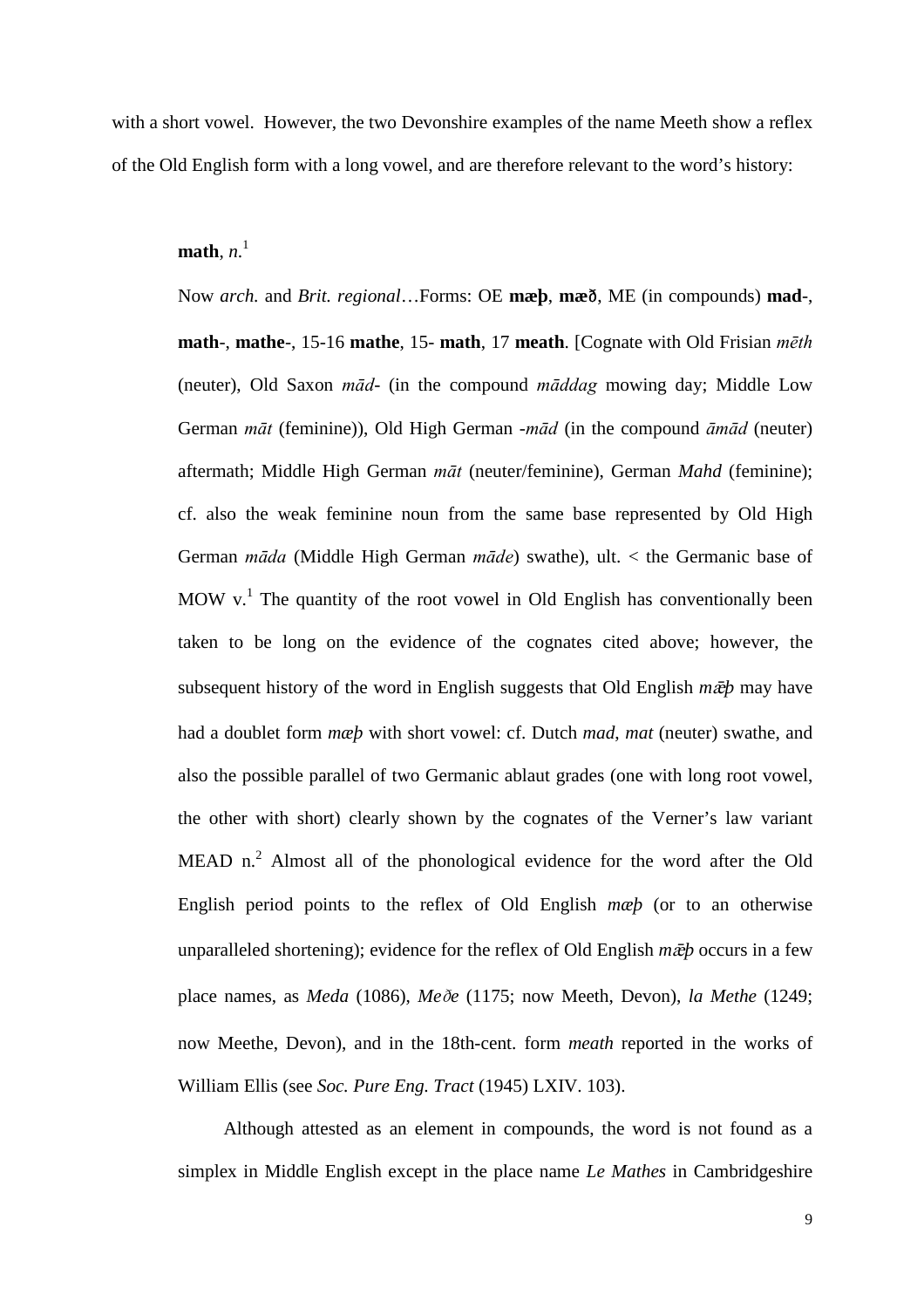with a short vowel. However, the two Devonshire examples of the name Meeth show a reflex of the Old English form with a long vowel, and are therefore relevant to the word's history:

> **math**, *n.*[1]
>
> Now *arch.* and *Brit. regional*…Forms: OE **mæþ**, **mæð**, ME (in compounds) **mad-**, **math-**, **mathe-**, 15-16 **mathe**, 15- **math**, 17 **meath**. [Cognate with Old Frisian *mēth* (neuter), Old Saxon *mād-* (in the compound *māddag* mowing day; Middle Low German *māt* (feminine)), Old High German *-mād* (in the compound *āmād* (neuter) aftermath; Middle High German *māt* (neuter/feminine), German *Mahd* (feminine); cf. also the weak feminine noun from the same base represented by Old High German *māda* (Middle High German *māde*) swathe), ult. < the Germanic base of MOW v.[1] The quantity of the root vowel in Old English has conventionally been taken to be long on the evidence of the cognates cited above; however, the subsequent history of the word in English suggests that Old English *mǣþ* may have had a doublet form *mæþ* with short vowel: cf. Dutch *mad*, *mat* (neuter) swathe, and also the possible parallel of two Germanic ablaut grades (one with long root vowel, the other with short) clearly shown by the cognates of the Verner's law variant MEAD n.[2] Almost all of the phonological evidence for the word after the Old English period points to the reflex of Old English *mæþ* (or to an otherwise unparalleled shortening); evidence for the reflex of Old English *mǣþ* occurs in a few place names, as *Meda* (1086), *Meðe* (1175; now Meeth, Devon), *la Methe* (1249; now Meethe, Devon), and in the 18th-cent. form *meath* reported in the works of William Ellis (see *Soc. Pure Eng. Tract* (1945) LXIV. 103).
>
> Although attested as an element in compounds, the word is not found as a simplex in Middle English except in the place name *Le Mathes* in Cambridgeshire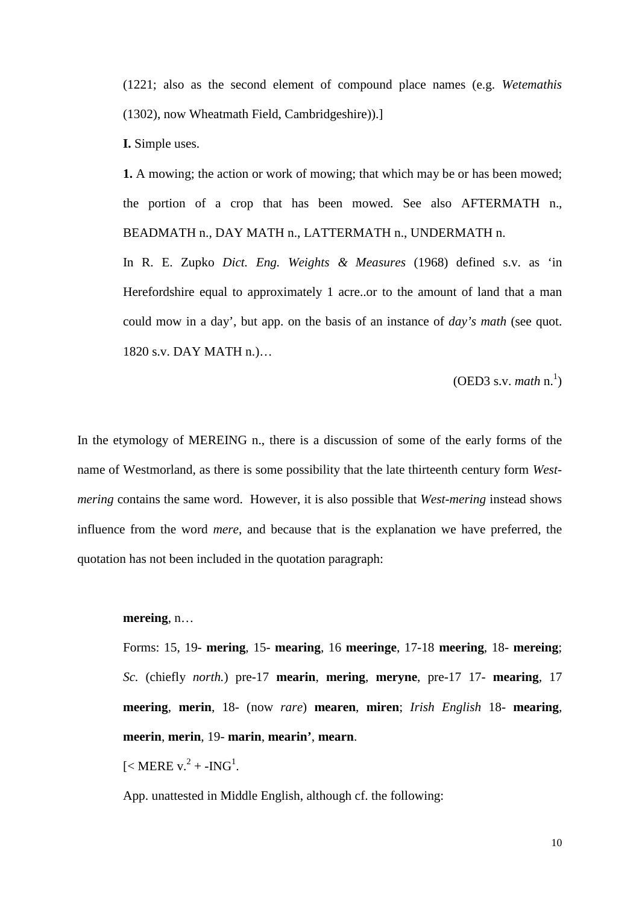(1221; also as the second element of compound place names (e.g. *Wetemathis* (1302), now Wheatmath Field, Cambridgeshire)).]

**I.** Simple uses.

**1.** A mowing; the action or work of mowing; that which may be or has been mowed; the portion of a crop that has been mowed. See also AFTERMATH n., BEADMATH n., DAY MATH n., LATTERMATH n., UNDERMATH n.

In R. E. Zupko *Dict. Eng. Weights & Measures* (1968) defined s.v. as 'in Herefordshire equal to approximately 1 acre..or to the amount of land that a man could mow in a day', but app. on the basis of an instance of *day's math* (see quot. 1820 s.v. DAY MATH n.)…

(OED3 s.v. *math* n.[1])

In the etymology of MEREING n., there is a discussion of some of the early forms of the name of Westmorland, as there is some possibility that the late thirteenth century form *West-mering* contains the same word. However, it is also possible that *West-mering* instead shows influence from the word *mere*, and because that is the explanation we have preferred, the quotation has not been included in the quotation paragraph:

**mereing**, n…

Forms: 15, 19- **mering**, 15- **mearing**, 16 **meeringe**, 17-18 **meering**, 18- **mereing**; *Sc.* (chiefly *north.*) pre-17 **mearin**, **mering**, **meryne**, pre-17 17- **mearing**, 17 **meering**, **merin**, 18- (now *rare*) **mearen**, **miren**; *Irish English* 18- **mearing**, **meerin**, **merin**, 19- **marin**, **mearin'**, **mearn**.

[< MERE v.[2] + -ING[1].

App. unattested in Middle English, although cf. the following: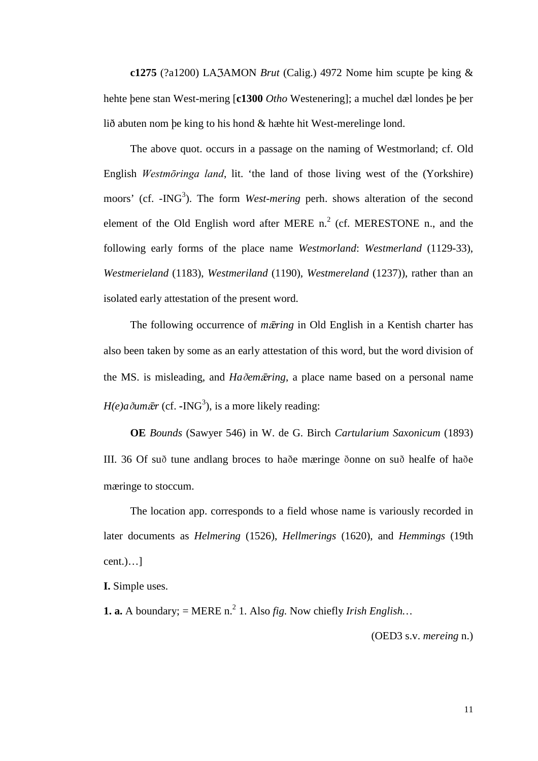**c1275** (?a1200) LAȜAMON *Brut* (Calig.) 4972 Nome him scupte þe king & hehte þene stan West-mering [**c1300** *Otho* Westenering]; a muchel dæl londes þe þer lið abuten nom þe king to his hond & hæhte hit West-merelinge lond.

The above quot. occurs in a passage on the naming of Westmorland; cf. Old English *Westmōringa land*, lit. 'the land of those living west of the (Yorkshire) moors' (cf. -ING[3]). The form *West-mering* perh. shows alteration of the second element of the Old English word after MERE n.[2] (cf. MERESTONE n., and the following early forms of the place name *Westmorland*: *Westmerland* (1129-33), *Westmerieland* (1183), *Westmeriland* (1190), *Westmereland* (1237)), rather than an isolated early attestation of the present word.

The following occurrence of *mǣring* in Old English in a Kentish charter has also been taken by some as an early attestation of this word, but the word division of the MS. is misleading, and *Haðemǣring*, a place name based on a personal name *H(e)aðumǣr* (cf. -ING[3]), is a more likely reading:

**OE** *Bounds* (Sawyer 546) in W. de G. Birch *Cartularium Saxonicum* (1893) III. 36 Of suð tune andlang broces to haðe mæringe ðonne on suð healfe of haðe mæringe to stoccum.

The location app. corresponds to a field whose name is variously recorded in later documents as *Helmering* (1526), *Hellmerings* (1620), and *Hemmings* (19th cent.)…]

**I.** Simple uses.

**1. a.** A boundary; = MERE n.[2] 1. Also *fig.* Now chiefly *Irish English*…

(OED3 s.v. *mereing* n.)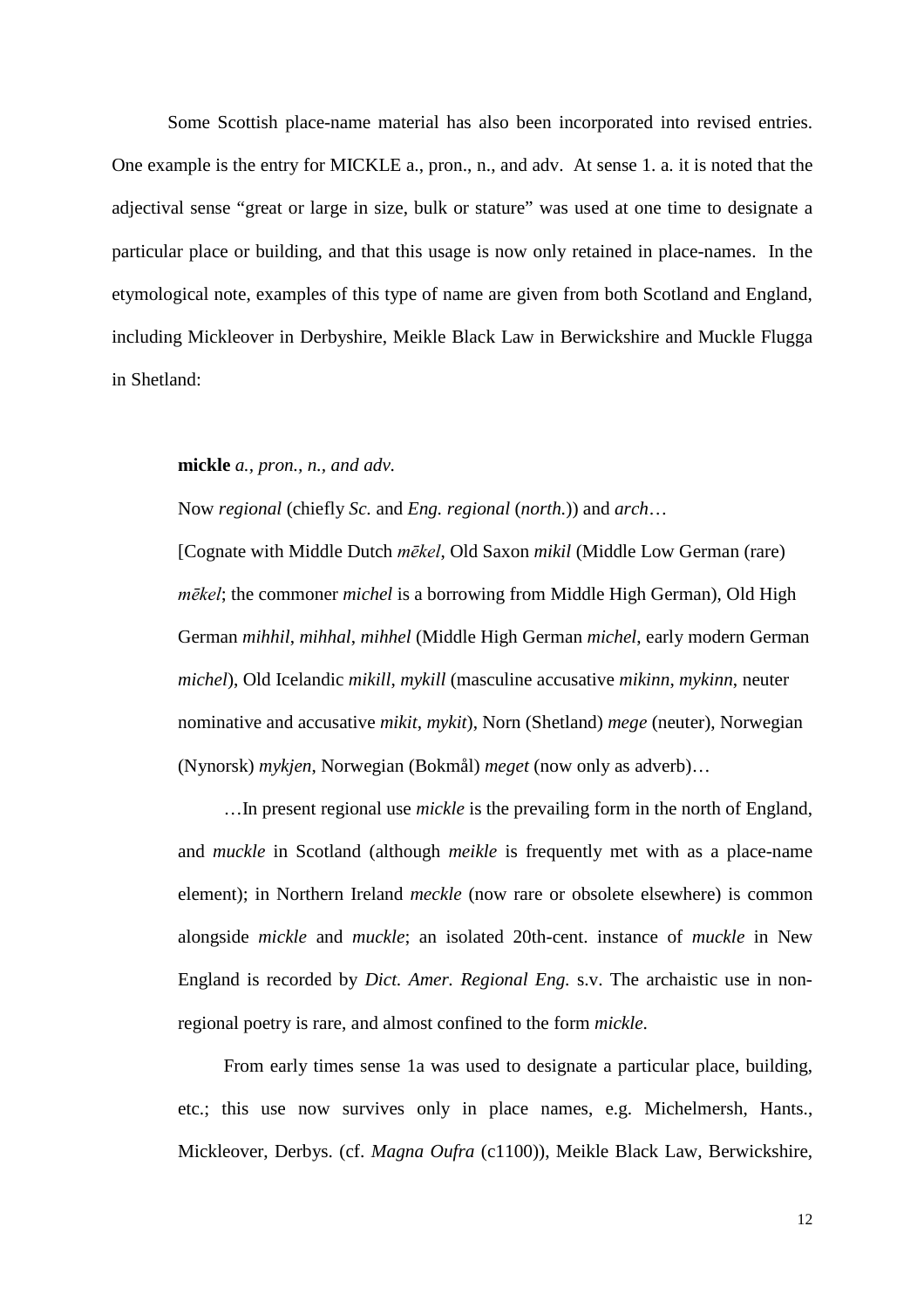Some Scottish place-name material has also been incorporated into revised entries. One example is the entry for MICKLE a., pron., n., and adv. At sense 1. a. it is noted that the adjectival sense “great or large in size, bulk or stature” was used at one time to designate a particular place or building, and that this usage is now only retained in place-names. In the etymological note, examples of this type of name are given from both Scotland and England, including Mickleover in Derbyshire, Meikle Black Law in Berwickshire and Muckle Flugga in Shetland:

> **mickle** *a., pron., n., and adv.*
>
> Now *regional* (chiefly *Sc.* and *Eng. regional* (*north.*)) and *arch*…
>
> [Cognate with Middle Dutch *mēkel*, Old Saxon *mikil* (Middle Low German (rare) *mēkel*; the commoner *michel* is a borrowing from Middle High German), Old High German *mihhil*, *mihhal*, *mihhel* (Middle High German *michel*, early modern German *michel*), Old Icelandic *mikill*, *mykill* (masculine accusative *mikinn*, *mykinn*, neuter nominative and accusative *mikit*, *mykit*), Norn (Shetland) *mege* (neuter), Norwegian (Nynorsk) *mykjen*, Norwegian (Bokmål) *meget* (now only as adverb)…
>
> …In present regional use *mickle* is the prevailing form in the north of England, and *muckle* in Scotland (although *meikle* is frequently met with as a place-name element); in Northern Ireland *meckle* (now rare or obsolete elsewhere) is common alongside *mickle* and *muckle*; an isolated 20th-cent. instance of *muckle* in New England is recorded by *Dict. Amer. Regional Eng.* s.v. The archaistic use in non-regional poetry is rare, and almost confined to the form *mickle*.
>
> From early times sense 1a was used to designate a particular place, building, etc.; this use now survives only in place names, e.g. Michelmersh, Hants., Mickleover, Derbys. (cf. *Magna Oufra* (c1100)), Meikle Black Law, Berwickshire,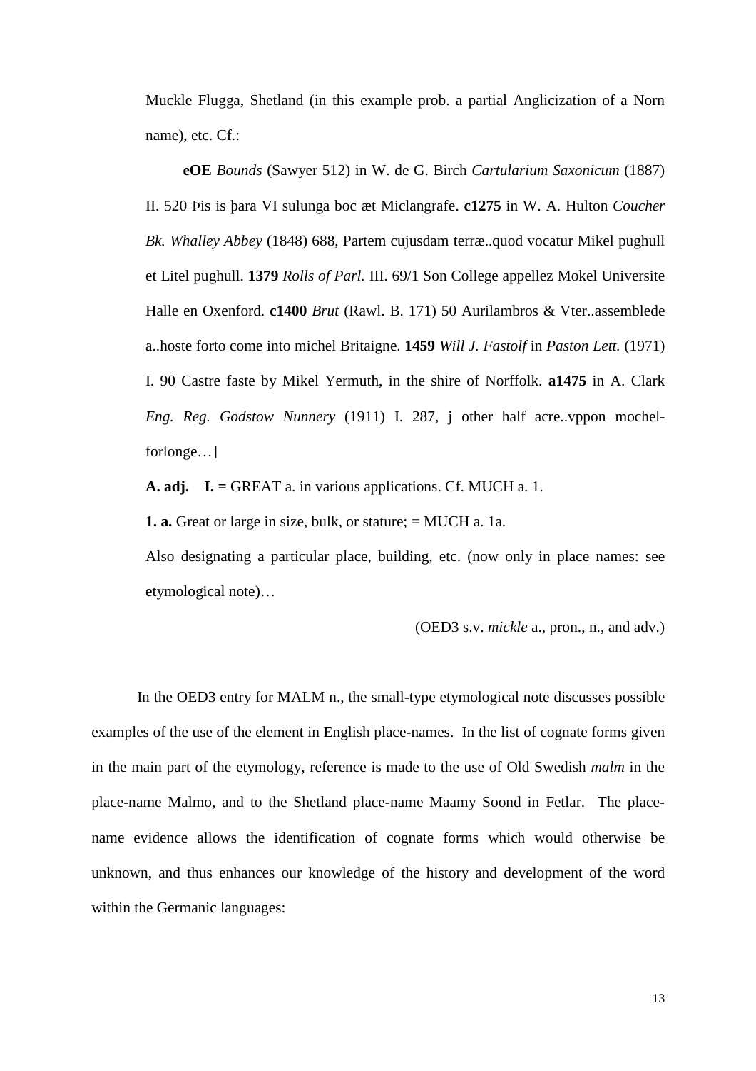Muckle Flugga, Shetland (in this example prob. a partial Anglicization of a Norn name), etc. Cf.:

**eOE** *Bounds* (Sawyer 512) in W. de G. Birch *Cartularium Saxonicum* (1887) II. 520 Þis is þara VI sulunga boc æt Miclangrafe. **c1275** in W. A. Hulton *Coucher Bk. Whalley Abbey* (1848) 688, Partem cujusdam terræ..quod vocatur Mikel pughull et Litel pughull. **1379** *Rolls of Parl.* III. 69/1 Son College appellez Mokel Universite Halle en Oxenford. **c1400** *Brut* (Rawl. B. 171) 50 Aurilambros & Vter..assemblede a..hoste forto come into michel Britaigne. **1459** *Will J. Fastolf* in *Paston Lett.* (1971) I. 90 Castre faste by Mikel Yermuth, in the shire of Norffolk. **a1475** in A. Clark *Eng. Reg. Godstow Nunnery* (1911) I. 287, j other half acre..vppon mochel-forlonge…]

**A. adj.** **I. =** GREAT a. in various applications. Cf. MUCH a. 1.

**1. a.** Great or large in size, bulk, or stature; = MUCH a. 1a.

Also designating a particular place, building, etc. (now only in place names: see etymological note)…

(OED3 s.v. *mickle* a., pron., n., and adv.)

In the OED3 entry for MALM n., the small-type etymological note discusses possible examples of the use of the element in English place-names. In the list of cognate forms given in the main part of the etymology, reference is made to the use of Old Swedish *malm* in the place-name Malmo, and to the Shetland place-name Maamy Soond in Fetlar. The place-name evidence allows the identification of cognate forms which would otherwise be unknown, and thus enhances our knowledge of the history and development of the word within the Germanic languages: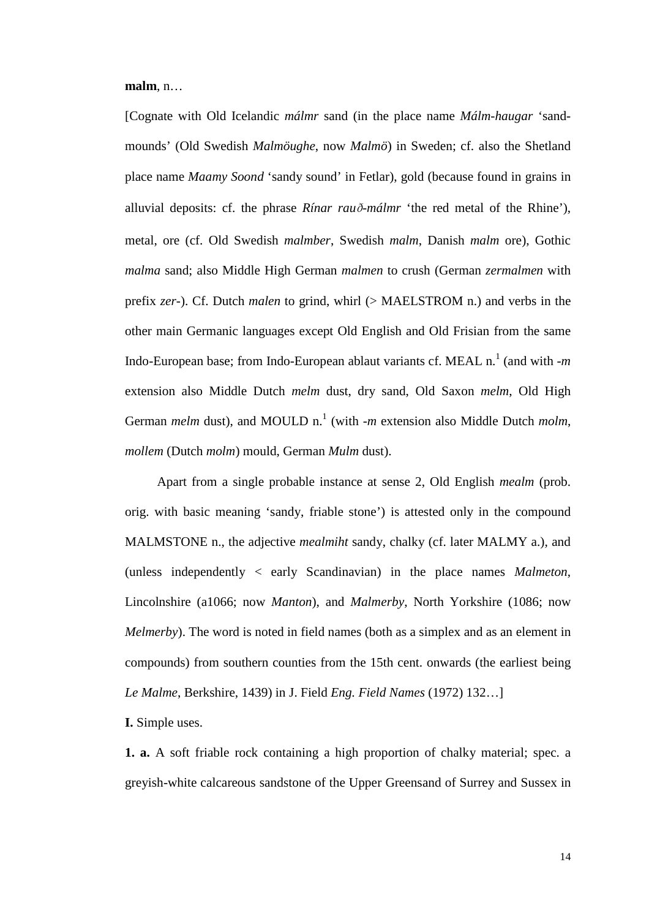**malm**, n…

[Cognate with Old Icelandic *málmr* sand (in the place name *Málm-haugar* 'sand-mounds' (Old Swedish *Malmöughe*, now *Malmö*) in Sweden; cf. also the Shetland place name *Maamy Soond* 'sandy sound' in Fetlar), gold (because found in grains in alluvial deposits: cf. the phrase *Rínar rauð-málmr* 'the red metal of the Rhine'), metal, ore (cf. Old Swedish *malmber*, Swedish *malm*, Danish *malm* ore), Gothic *malma* sand; also Middle High German *malmen* to crush (German *zermalmen* with prefix *zer*-). Cf. Dutch *malen* to grind, whirl (> MAELSTROM n.) and verbs in the other main Germanic languages except Old English and Old Frisian from the same Indo-European base; from Indo-European ablaut variants cf. MEAL n.[1] (and with *-m* extension also Middle Dutch *melm* dust, dry sand, Old Saxon *melm*, Old High German *melm* dust), and MOULD n.[1] (with *-m* extension also Middle Dutch *molm*, *mollem* (Dutch *molm*) mould, German *Mulm* dust).

Apart from a single probable instance at sense 2, Old English *mealm* (prob. orig. with basic meaning 'sandy, friable stone') is attested only in the compound MALMSTONE n., the adjective *mealmiht* sandy, chalky (cf. later MALMY a.), and (unless independently < early Scandinavian) in the place names *Malmeton*, Lincolnshire (a1066; now *Manton*), and *Malmerby*, North Yorkshire (1086; now *Melmerby*). The word is noted in field names (both as a simplex and as an element in compounds) from southern counties from the 15th cent. onwards (the earliest being *Le Malme*, Berkshire, 1439) in J. Field *Eng. Field Names* (1972) 132…]

**I.** Simple uses.

**1. a.** A soft friable rock containing a high proportion of chalky material; spec. a greyish-white calcareous sandstone of the Upper Greensand of Surrey and Sussex in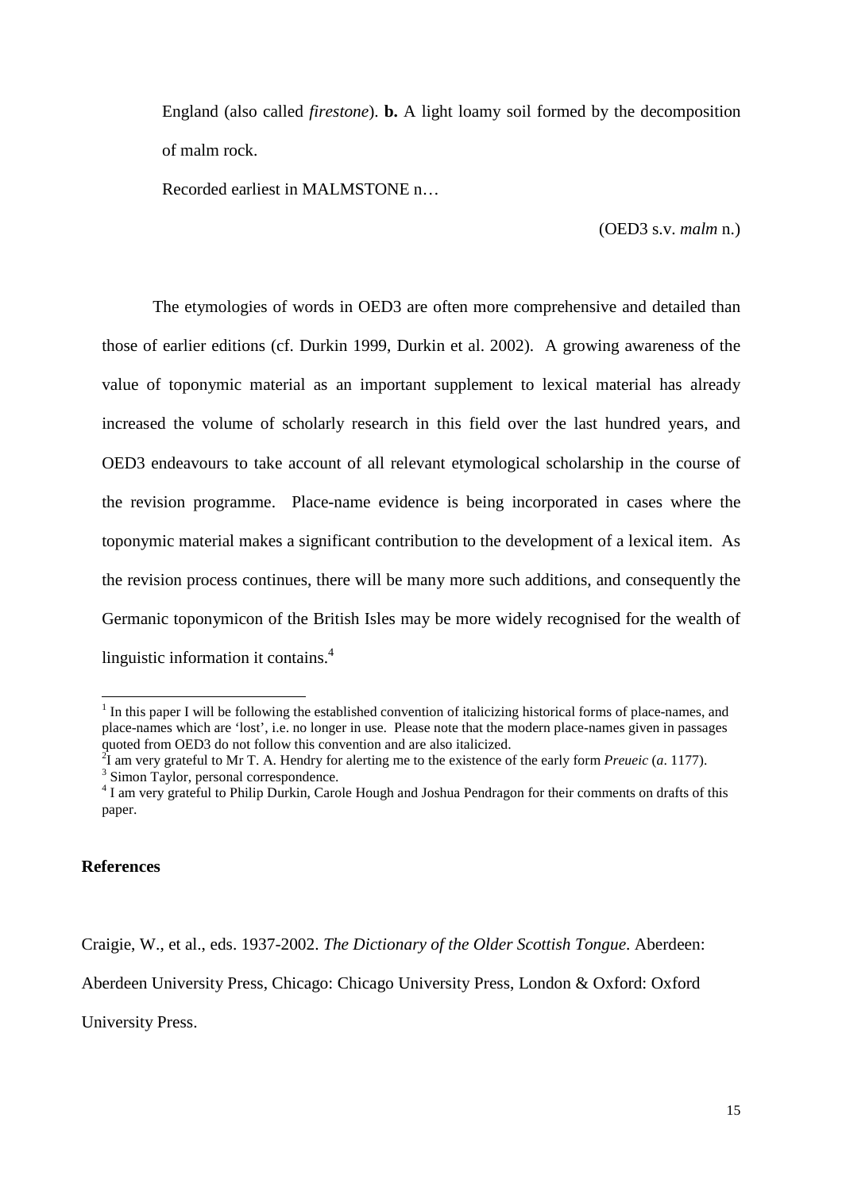England (also called *firestone*). **b.** A light loamy soil formed by the decomposition of malm rock.

Recorded earliest in MALMSTONE n…

(OED3 s.v. *malm* n.)

The etymologies of words in OED3 are often more comprehensive and detailed than those of earlier editions (cf. Durkin 1999, Durkin et al. 2002). A growing awareness of the value of toponymic material as an important supplement to lexical material has already increased the volume of scholarly research in this field over the last hundred years, and OED3 endeavours to take account of all relevant etymological scholarship in the course of the revision programme. Place-name evidence is being incorporated in cases where the toponymic material makes a significant contribution to the development of a lexical item. As the revision process continues, there will be many more such additions, and consequently the Germanic toponymicon of the British Isles may be more widely recognised for the wealth of linguistic information it contains.[4]

---

[1] In this paper I will be following the established convention of italicizing historical forms of place-names, and place-names which are 'lost', i.e. no longer in use. Please note that the modern place-names given in passages quoted from OED3 do not follow this convention and are also italicized.

[2] I am very grateful to Mr T. A. Hendry for alerting me to the existence of the early form *Preueic* (*a*. 1177).

[3] Simon Taylor, personal correspondence.

[4] I am very grateful to Philip Durkin, Carole Hough and Joshua Pendragon for their comments on drafts of this paper.

## References

Craigie, W., et al., eds. 1937-2002. *The Dictionary of the Older Scottish Tongue*. Aberdeen: Aberdeen University Press, Chicago: Chicago University Press, London & Oxford: Oxford University Press.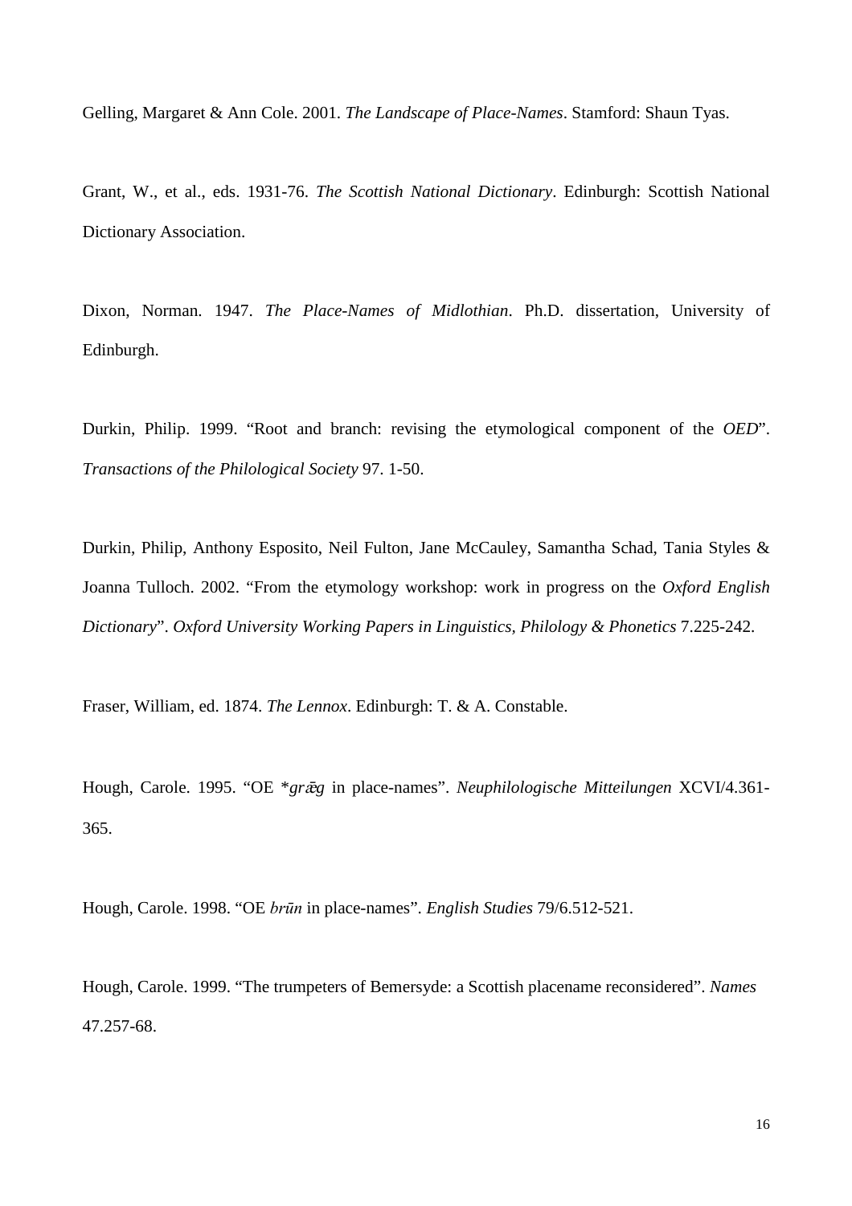Gelling, Margaret & Ann Cole. 2001. *The Landscape of Place-Names*. Stamford: Shaun Tyas.

Grant, W., et al., eds. 1931-76. *The Scottish National Dictionary*. Edinburgh: Scottish National Dictionary Association.

Dixon, Norman. 1947. *The Place-Names of Midlothian*. Ph.D. dissertation, University of Edinburgh.

Durkin, Philip. 1999. "Root and branch: revising the etymological component of the *OED*". *Transactions of the Philological Society* 97. 1-50.

Durkin, Philip, Anthony Esposito, Neil Fulton, Jane McCauley, Samantha Schad, Tania Styles & Joanna Tulloch. 2002. "From the etymology workshop: work in progress on the *Oxford English Dictionary*". *Oxford University Working Papers in Linguistics, Philology & Phonetics* 7.225-242.

Fraser, William, ed. 1874. *The Lennox*. Edinburgh: T. & A. Constable.

Hough, Carole. 1995. "OE **grǣg* in place-names". *Neuphilologische Mitteilungen* XCVI/4.361-365.

Hough, Carole. 1998. "OE *brūn* in place-names". *English Studies* 79/6.512-521.

Hough, Carole. 1999. "The trumpeters of Bemersyde: a Scottish placename reconsidered". *Names* 47.257-68.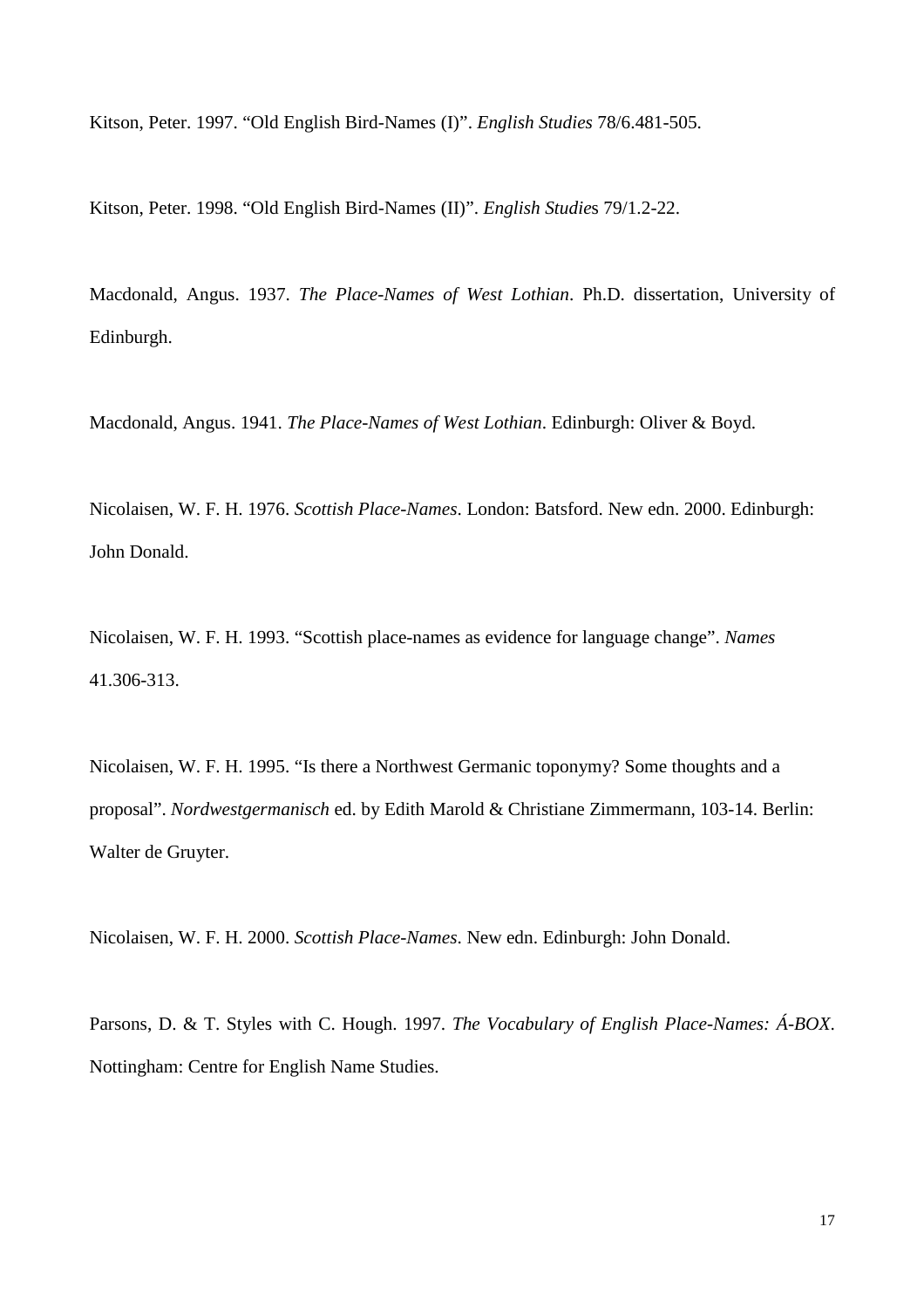Kitson, Peter. 1997. "Old English Bird-Names (I)". *English Studies* 78/6.481-505.

Kitson, Peter. 1998. "Old English Bird-Names (II)". *English Studies* 79/1.2-22.

Macdonald, Angus. 1937. *The Place-Names of West Lothian*. Ph.D. dissertation, University of Edinburgh.

Macdonald, Angus. 1941. *The Place-Names of West Lothian*. Edinburgh: Oliver & Boyd.

Nicolaisen, W. F. H. 1976. *Scottish Place-Names*. London: Batsford. New edn. 2000. Edinburgh: John Donald.

Nicolaisen, W. F. H. 1993. "Scottish place-names as evidence for language change". *Names* 41.306-313.

Nicolaisen, W. F. H. 1995. "Is there a Northwest Germanic toponymy? Some thoughts and a proposal". *Nordwestgermanisch* ed. by Edith Marold & Christiane Zimmermann, 103-14. Berlin: Walter de Gruyter.

Nicolaisen, W. F. H. 2000. *Scottish Place-Names*. New edn. Edinburgh: John Donald.

Parsons, D. & T. Styles with C. Hough. 1997. *The Vocabulary of English Place-Names: Á-BOX*. Nottingham: Centre for English Name Studies.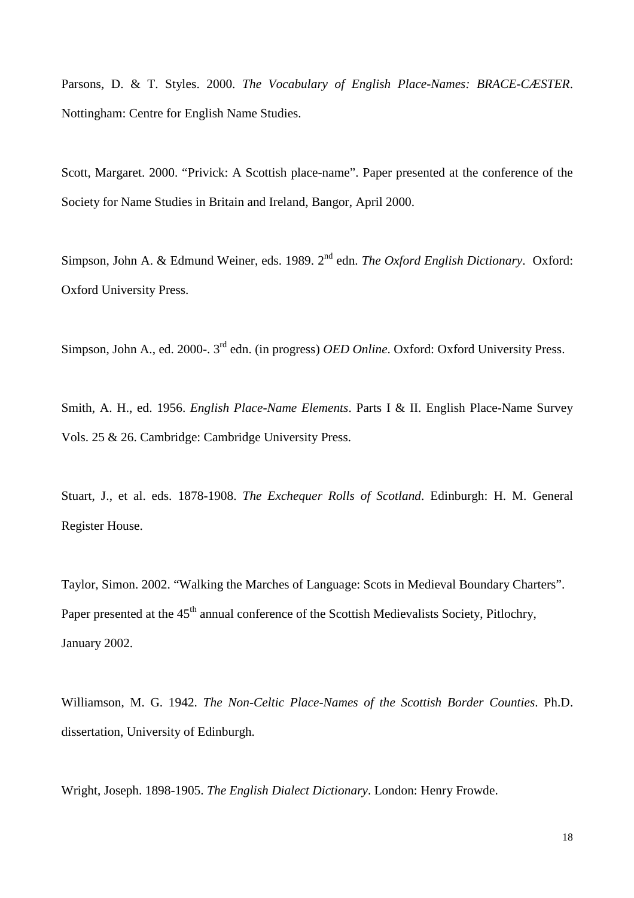Parsons, D. & T. Styles. 2000. *The Vocabulary of English Place-Names: BRACE-CÆSTER*. Nottingham: Centre for English Name Studies.

Scott, Margaret. 2000. "Privick: A Scottish place-name". Paper presented at the conference of the Society for Name Studies in Britain and Ireland, Bangor, April 2000.

Simpson, John A. & Edmund Weiner, eds. 1989. 2nd edn. *The Oxford English Dictionary*. Oxford: Oxford University Press.

Simpson, John A., ed. 2000-. 3rd edn. (in progress) *OED Online*. Oxford: Oxford University Press.

Smith, A. H., ed. 1956. *English Place-Name Elements*. Parts I & II. English Place-Name Survey Vols. 25 & 26. Cambridge: Cambridge University Press.

Stuart, J., et al. eds. 1878-1908. *The Exchequer Rolls of Scotland*. Edinburgh: H. M. General Register House.

Taylor, Simon. 2002. "Walking the Marches of Language: Scots in Medieval Boundary Charters". Paper presented at the 45th annual conference of the Scottish Medievalists Society, Pitlochry, January 2002.

Williamson, M. G. 1942. *The Non-Celtic Place-Names of the Scottish Border Counties*. Ph.D. dissertation, University of Edinburgh.

Wright, Joseph. 1898-1905. *The English Dialect Dictionary*. London: Henry Frowde.